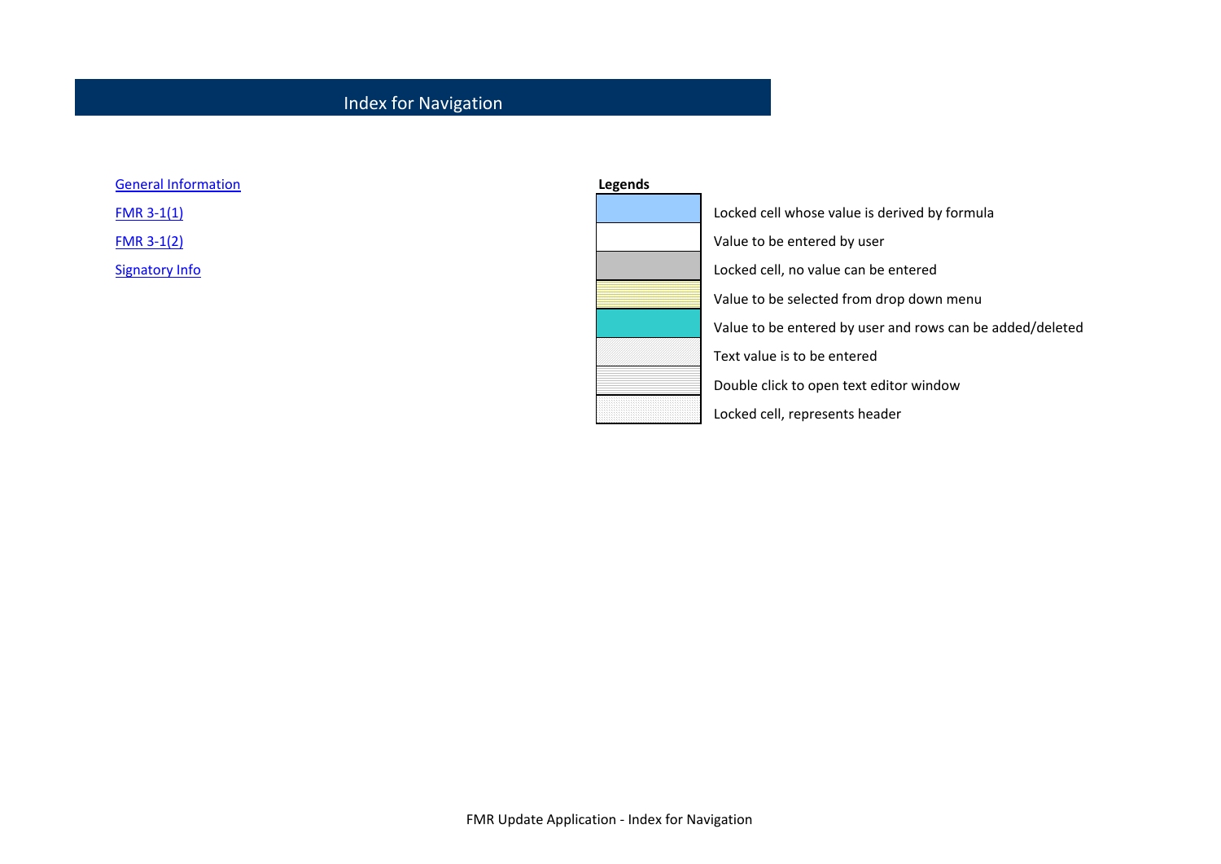# Index for Navigation

[General Information]

[FMR 3-1(1)]

[FMR 3-1(2)]

[Signatory Info]

**Legends**

| Legend | Description |
|---|---|
| | Locked cell whose value is derived by formula |
| | Value to be entered by user |
| | Locked cell, no value can be entered |
| | Value to be selected from drop down menu |
| | Value to be entered by user and rows can be added/deleted |
| | Text value is to be entered |
| | Double click to open text editor window |
| | Locked cell, represents header |

FMR Update Application - Index for Navigation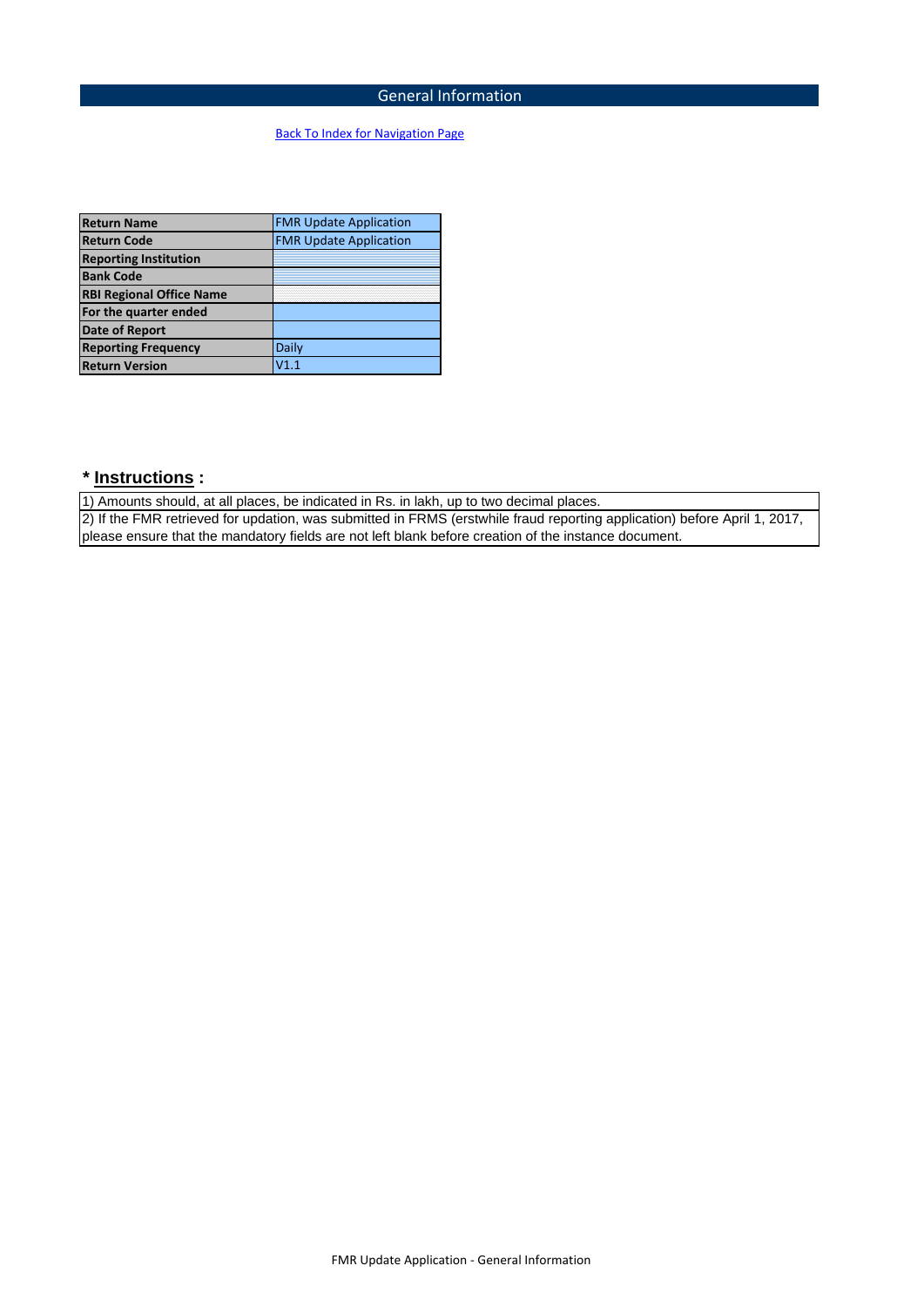# General Information

Back To Index for Navigation Page

| Return Name | FMR Update Application |
|---|---|
| Return Code | FMR Update Application |
| Reporting Institution | |
| Bank Code | |
| RBI Regional Office Name | |
| For the quarter ended | |
| Date of Report | |
| Reporting Frequency | Daily |
| Return Version | V1.1 |

**\* Instructions :**

1) Amounts should, at all places, be indicated in Rs. in lakh, up to two decimal places.

2) If the FMR retrieved for updation, was submitted in FRMS (erstwhile fraud reporting application) before April 1, 2017, please ensure that the mandatory fields are not left blank before creation of the instance document.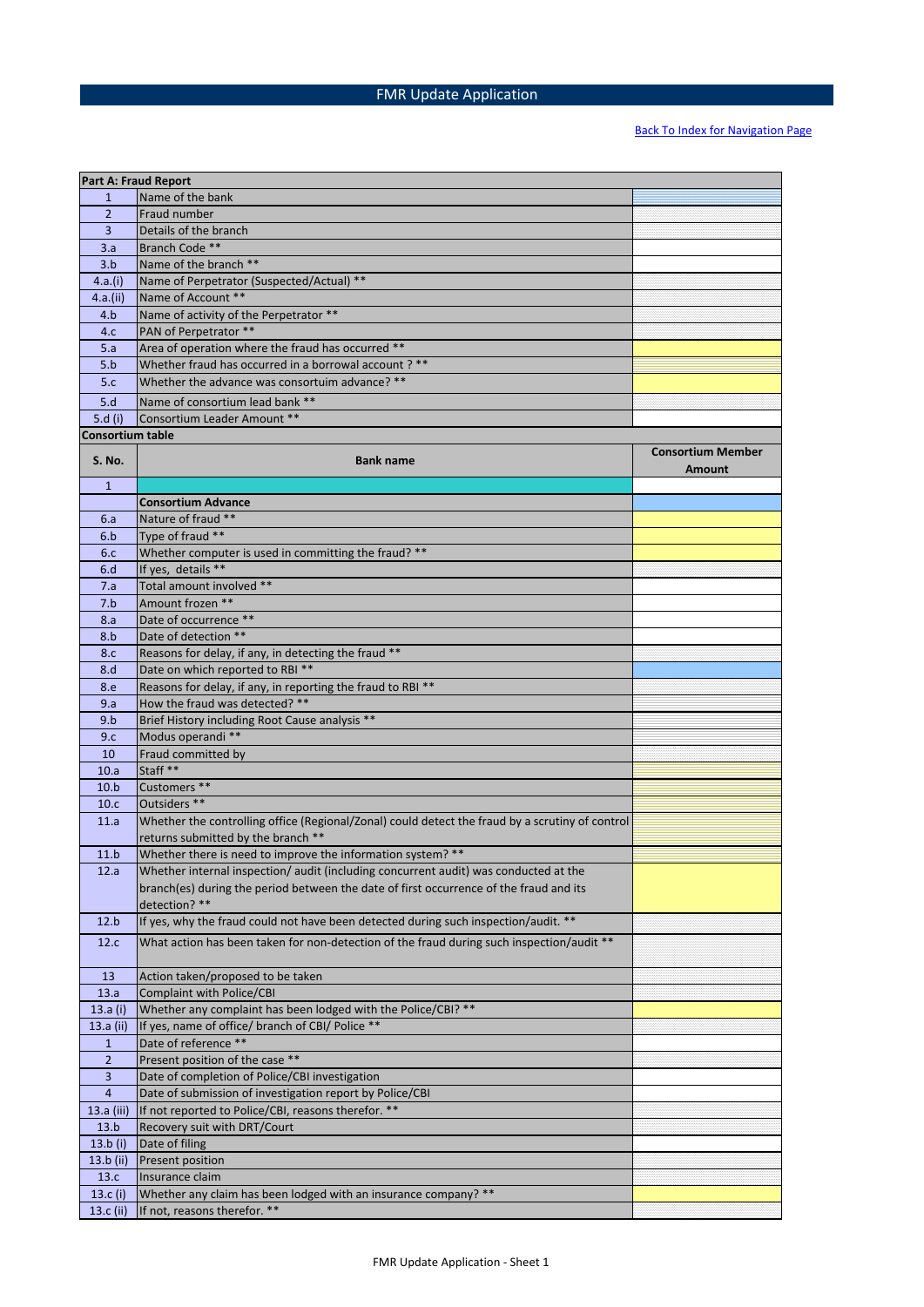# FMR Update Application

[Back To Index for Navigation Page]

| Part A: Fraud Report | | |
|---|---|---|
| 1 | Name of the bank | |
| 2 | Fraud number | |
| 3 | Details of the branch | |
| 3.a | Branch Code ** | |
| 3.b | Name of the branch ** | |
| 4.a.(i) | Name of Perpetrator (Suspected/Actual) ** | |
| 4.a.(ii) | Name of Account ** | |
| 4.b | Name of activity of the Perpetrator ** | |
| 4.c | PAN of Perpetrator ** | |
| 5.a | Area of operation where the fraud has occurred ** | |
| 5.b | Whether fraud has occurred in a borrowal account ? ** | |
| 5.c | Whether the advance was consortuim advance? ** | |
| 5.d | Name of consortium lead bank ** | |
| 5.d (i) | Consortium Leader Amount ** | |
| Consortium table | | |
| S. No. | Bank name | Consortium Member Amount |
| 1 | | |
| | Consortium Advance | |
| 6.a | Nature of fraud ** | |
| 6.b | Type of fraud ** | |
| 6.c | Whether computer is used in committing the fraud? ** | |
| 6.d | If yes, details ** | |
| 7.a | Total amount involved ** | |
| 7.b | Amount frozen ** | |
| 8.a | Date of occurrence ** | |
| 8.b | Date of detection ** | |
| 8.c | Reasons for delay, if any, in detecting the fraud ** | |
| 8.d | Date on which reported to RBI ** | |
| 8.e | Reasons for delay, if any, in reporting the fraud to RBI ** | |
| 9.a | How the fraud was detected? ** | |
| 9.b | Brief History including Root Cause analysis ** | |
| 9.c | Modus operandi ** | |
| 10 | Fraud committed by | |
| 10.a | Staff ** | |
| 10.b | Customers ** | |
| 10.c | Outsiders ** | |
| 11.a | Whether the controlling office (Regional/Zonal) could detect the fraud by a scrutiny of control returns submitted by the branch ** | |
| 11.b | Whether there is need to improve the information system? ** | |
| 12.a | Whether internal inspection/ audit (including concurrent audit) was conducted at the branch(es) during the period between the date of first occurrence of the fraud and its detection? ** | |
| 12.b | If yes, why the fraud could not have been detected during such inspection/audit. ** | |
| 12.c | What action has been taken for non-detection of the fraud during such inspection/audit ** | |
| 13 | Action taken/proposed to be taken | |
| 13.a | Complaint with Police/CBI | |
| 13.a (i) | Whether any complaint has been lodged with the Police/CBI? ** | |
| 13.a (ii) | If yes, name of office/ branch of CBI/ Police ** | |
| 1 | Date of reference ** | |
| 2 | Present position of the case ** | |
| 3 | Date of completion of Police/CBI investigation | |
| 4 | Date of submission of investigation report by Police/CBI | |
| 13.a (iii) | If not reported to Police/CBI, reasons therefor. ** | |
| 13.b | Recovery suit with DRT/Court | |
| 13.b (i) | Date of filing | |
| 13.b (ii) | Present position | |
| 13.c | Insurance claim | |
| 13.c (i) | Whether any claim has been lodged with an insurance company? ** | |
| 13.c (ii) | If not, reasons therefor. ** | |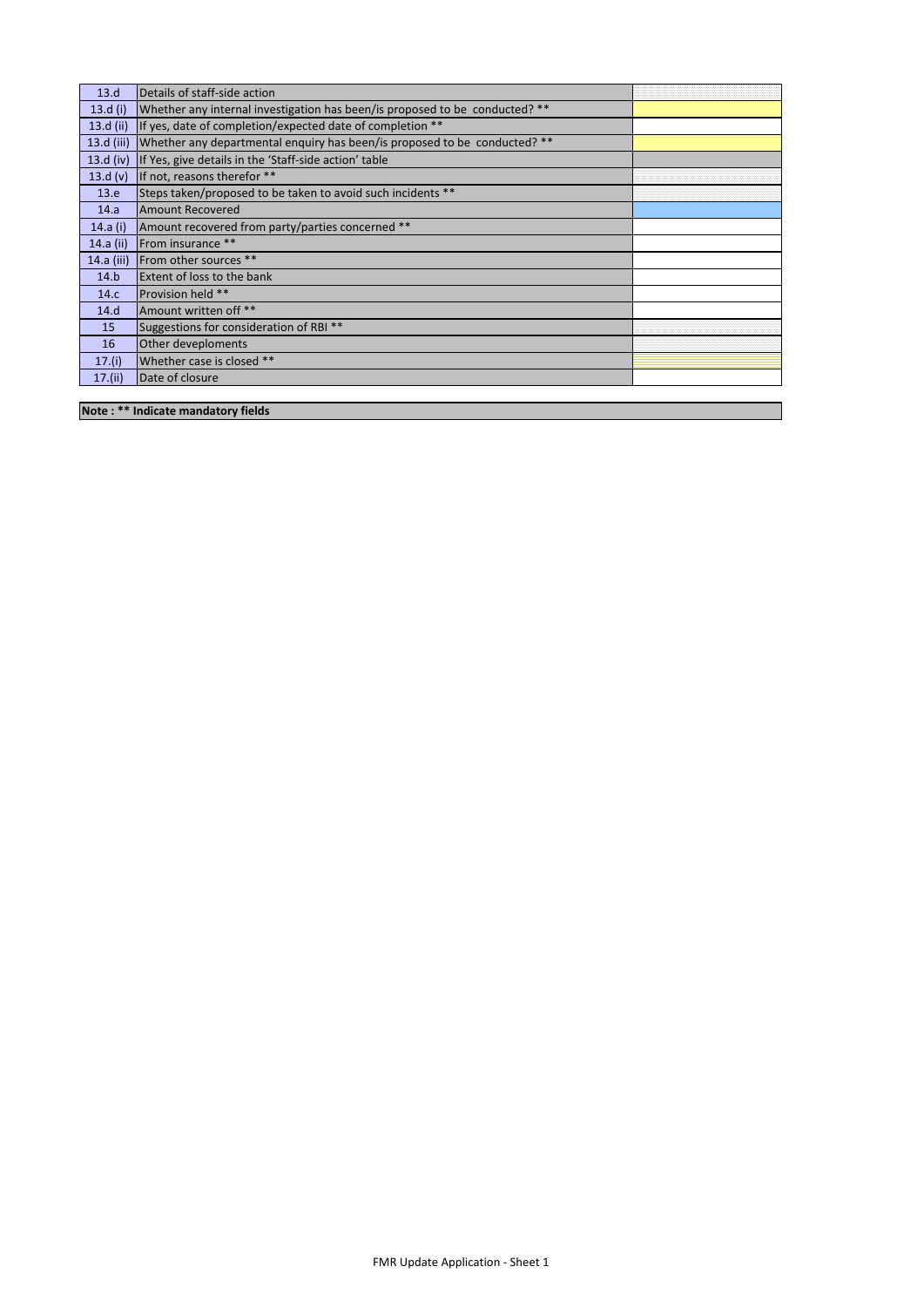| 13.d | Details of staff-side action | |
|---|---|---|
| 13.d (i) | Whether any internal investigation has been/is proposed to be conducted? ** | |
| 13.d (ii) | If yes, date of completion/expected date of completion ** | |
| 13.d (iii) | Whether any departmental enquiry has been/is proposed to be conducted? ** | |
| 13.d (iv) | If Yes, give details in the 'Staff-side action' table | |
| 13.d (v) | If not, reasons therefor ** | |
| 13.e | Steps taken/proposed to be taken to avoid such incidents ** | |
| 14.a | Amount Recovered | |
| 14.a (i) | Amount recovered from party/parties concerned ** | |
| 14.a (ii) | From insurance ** | |
| 14.a (iii) | From other sources ** | |
| 14.b | Extent of loss to the bank | |
| 14.c | Provision held ** | |
| 14.d | Amount written off ** | |
| 15 | Suggestions for consideration of RBI ** | |
| 16 | Other deveploments | |
| 17.(i) | Whether case is closed ** | |
| 17.(ii) | Date of closure | |

**Note : ** Indicate mandatory fields**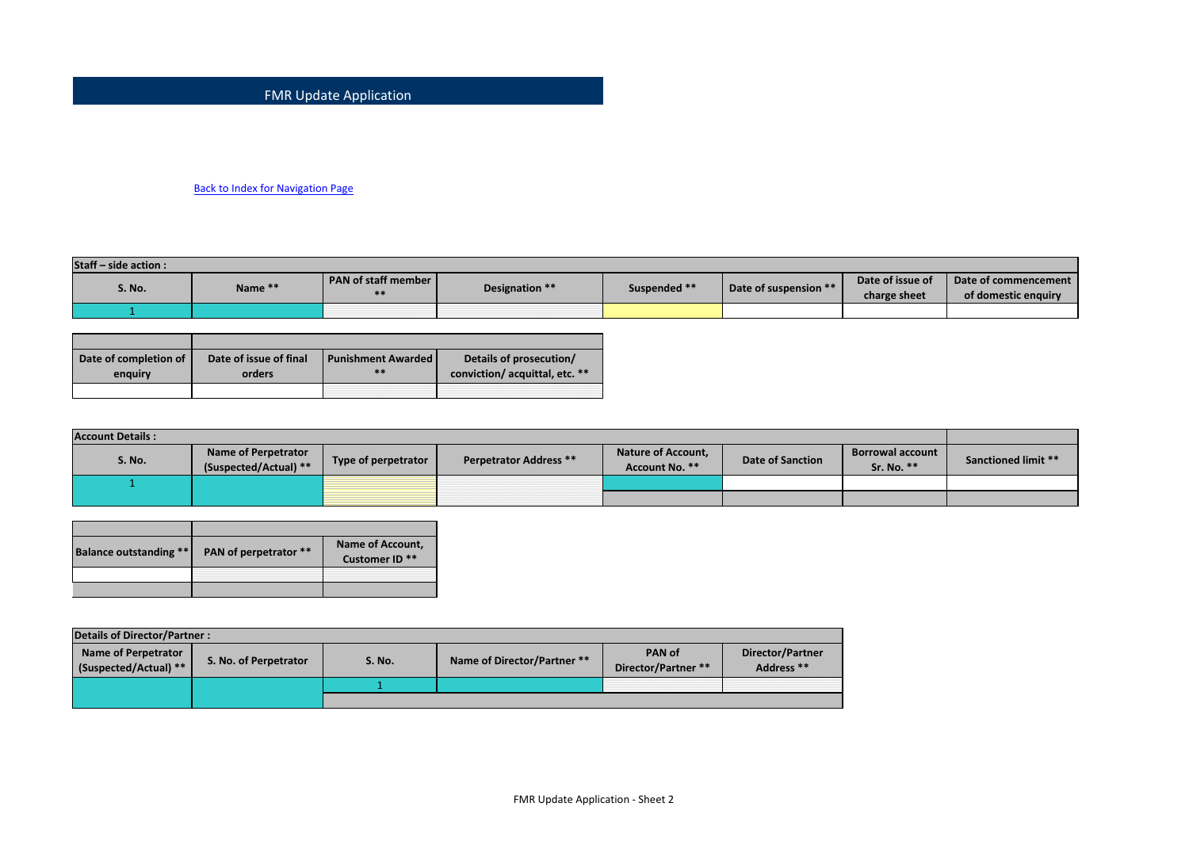# FMR Update Application

Back to Index for Navigation Page

**Staff – side action :**

| S. No. | Name ** | PAN of staff member ** | Designation ** | Suspended ** | Date of suspension ** | Date of issue of charge sheet | Date of commencement of domestic enquiry |
|---|---|---|---|---|---|---|---|
| 1 | | | | | | | |

| Date of completion of enquiry | Date of issue of final orders | Punishment Awarded ** | Details of prosecution/ conviction/ acquittal, etc. ** |
|---|---|---|---|
| | | | |

**Account Details :**

| S. No. | Name of Perpetrator (Suspected/Actual) ** | Type of perpetrator | Perpetrator Address ** | Nature of Account, Account No. ** | Date of Sanction | Borrowal account Sr. No. ** | Sanctioned limit ** |
|---|---|---|---|---|---|---|---|
| 1 | | | | | | | |
| | | | | | | | |

| Balance outstanding ** | PAN of perpetrator ** | Name of Account, Customer ID ** |
|---|---|---|
| | | |
| | | |

**Details of Director/Partner :**

| Name of Perpetrator (Suspected/Actual) ** | S. No. of Perpetrator | S. No. | Name of Director/Partner ** | PAN of Director/Partner ** | Director/Partner Address ** |
|---|---|---|---|---|---|
| | | 1 | | | |
| | | | | | |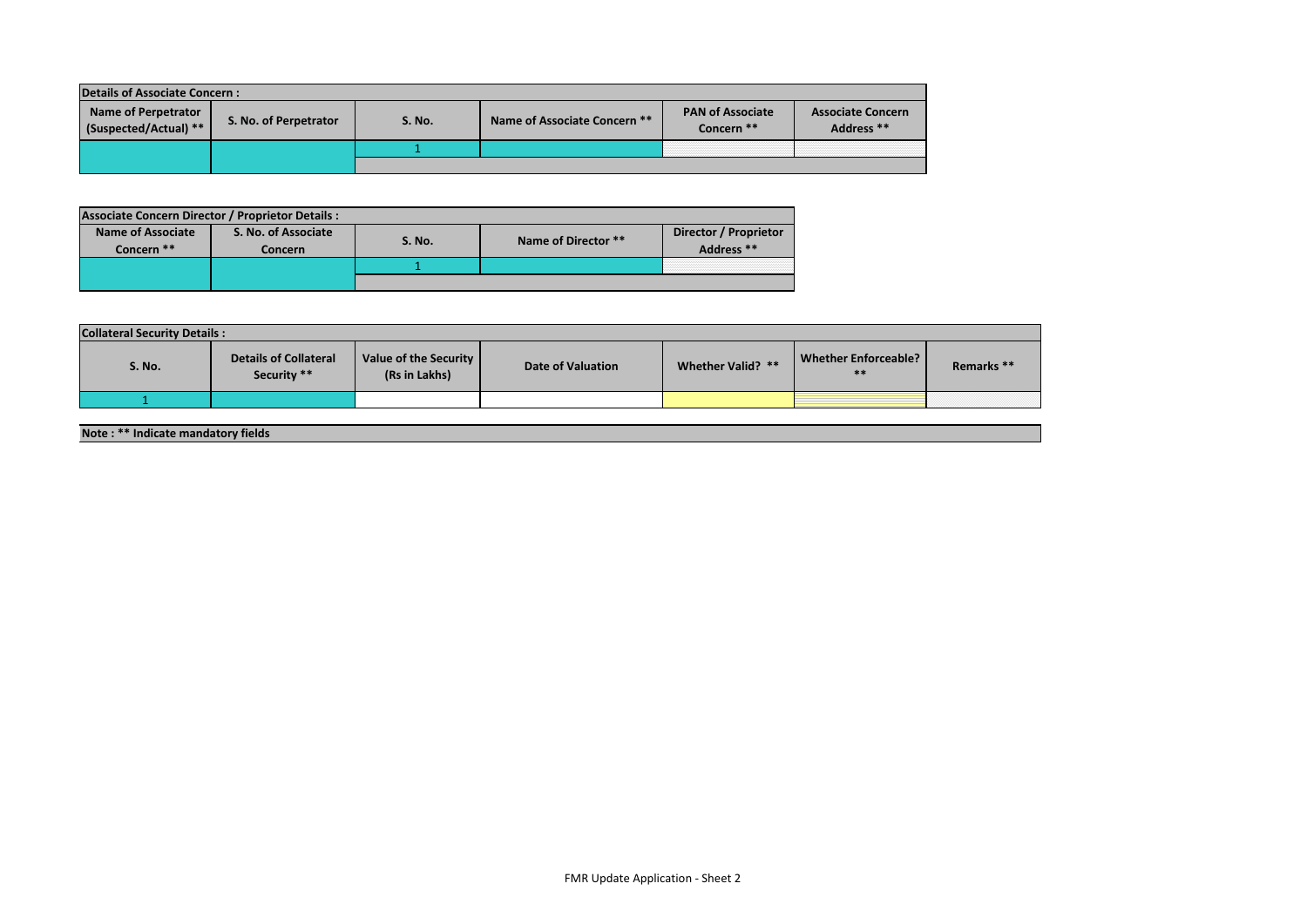**Details of Associate Concern :**

| Name of Perpetrator (Suspected/Actual) ** | S. No. of Perpetrator | S. No. | Name of Associate Concern ** | PAN of Associate Concern ** | Associate Concern Address ** |
|---|---|---|---|---|---|
| | | 1 | | | |
| | | | | | |

**Associate Concern Director / Proprietor Details :**

| Name of Associate Concern ** | S. No. of Associate Concern | S. No. | Name of Director ** | Director / Proprietor Address ** |
|---|---|---|---|---|
| | | 1 | | |
| | | | | |

**Collateral Security Details :**

| S. No. | Details of Collateral Security ** | Value of the Security (Rs in Lakhs) | Date of Valuation | Whether Valid? ** | Whether Enforceable? ** | Remarks ** |
|---|---|---|---|---|---|---|
| 1 | | | | | | |

**Note : ** Indicate mandatory fields**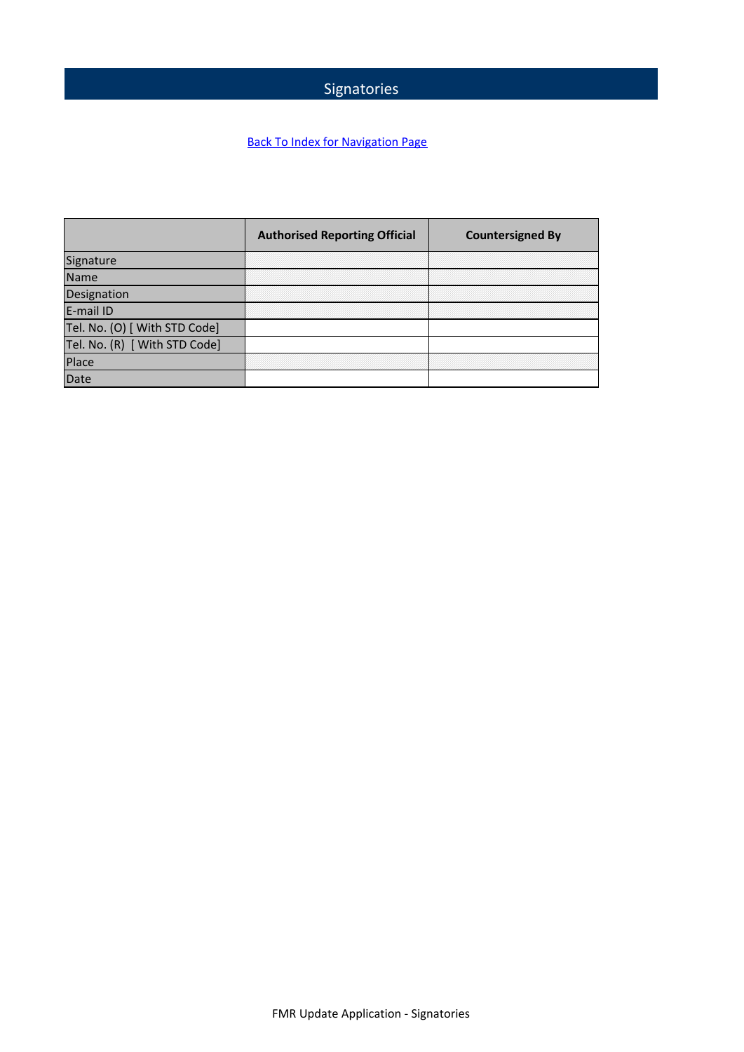# Signatories

Back To Index for Navigation Page

| | Authorised Reporting Official | Countersigned By |
|---|---|---|
| Signature | | |
| Name | | |
| Designation | | |
| E-mail ID | | |
| Tel. No. (O) [ With STD Code] | | |
| Tel. No. (R) [ With STD Code] | | |
| Place | | |
| Date | | |

FMR Update Application - Signatories